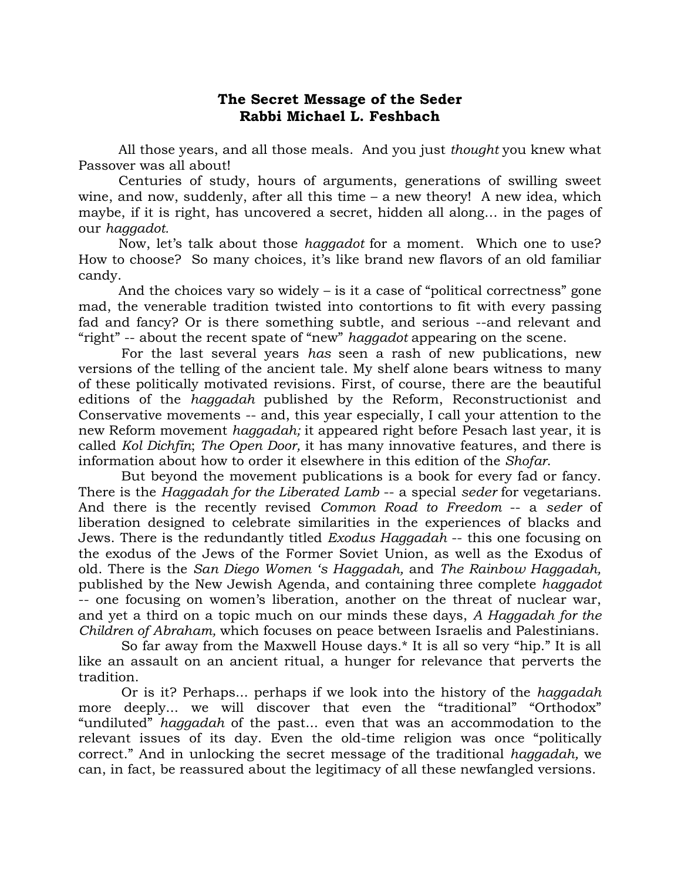# The Secret Message of the Seder
## Rabbi Michael L. Feshbach

All those years, and all those meals. And you just *thought* you knew what Passover was all about!

Centuries of study, hours of arguments, generations of swilling sweet wine, and now, suddenly, after all this time – a new theory! A new idea, which maybe, if it is right, has uncovered a secret, hidden all along… in the pages of our *haggadot.*

Now, let's talk about those *haggadot* for a moment. Which one to use? How to choose? So many choices, it's like brand new flavors of an old familiar candy.

And the choices vary so widely – is it a case of "political correctness" gone mad, the venerable tradition twisted into contortions to fit with every passing fad and fancy? Or is there something subtle, and serious --and relevant and "right" -- about the recent spate of "new" *haggadot* appearing on the scene.

For the last several years *has* seen a rash of new publications, new versions of the telling of the ancient tale. My shelf alone bears witness to many of these politically motivated revisions. First, of course, there are the beautiful editions of the *haggadah* published by the Reform, Reconstructionist and Conservative movements -- and, this year especially, I call your attention to the new Reform movement *haggadah;* it appeared right before Pesach last year, it is called *Kol Dichfin*; *The Open Door,* it has many innovative features, and there is information about how to order it elsewhere in this edition of the *Shofar*.

But beyond the movement publications is a book for every fad or fancy. There is the *Haggadah for the Liberated Lamb* -- a special *seder* for vegetarians. And there is the recently revised *Common Road to Freedom* -- a *seder* of liberation designed to celebrate similarities in the experiences of blacks and Jews. There is the redundantly titled *Exodus Haggadah* -- this one focusing on the exodus of the Jews of the Former Soviet Union, as well as the Exodus of old. There is the *San Diego Women 's Haggadah,* and *The Rainbow Haggadah,* published by the New Jewish Agenda, and containing three complete *haggadot* -- one focusing on women's liberation, another on the threat of nuclear war, and yet a third on a topic much on our minds these days, *A Haggadah for the Children of Abraham,* which focuses on peace between Israelis and Palestinians.

So far away from the Maxwell House days.* It is all so very "hip." It is all like an assault on an ancient ritual, a hunger for relevance that perverts the tradition.

Or is it? Perhaps... perhaps if we look into the history of the *haggadah* more deeply... we will discover that even the "traditional" "Orthodox" "undiluted" *haggadah* of the past... even that was an accommodation to the relevant issues of its day. Even the old-time religion was once "politically correct." And in unlocking the secret message of the traditional *haggadah,* we can, in fact, be reassured about the legitimacy of all these newfangled versions.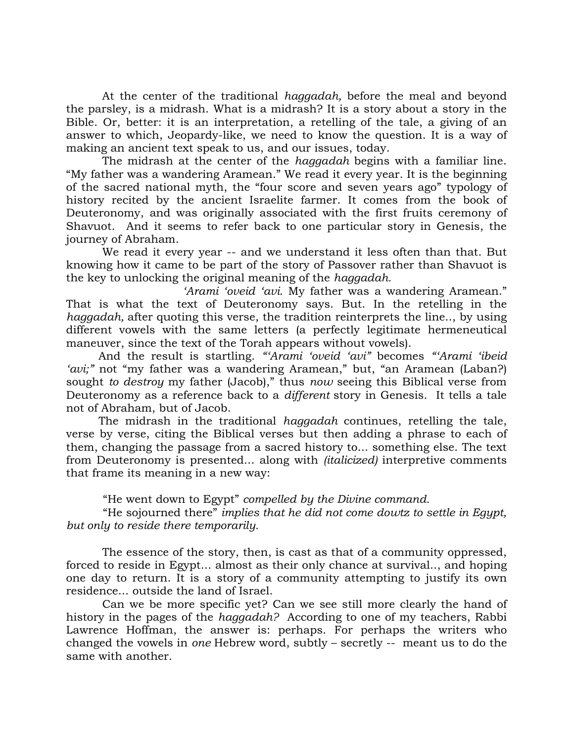At the center of the traditional *haggadah,* before the meal and beyond the parsley, is a midrash. What is a midrash? It is a story about a story in the Bible. Or, better: it is an interpretation, a retelling of the tale, a giving of an answer to which, Jeopardy-like, we need to know the question. It is a way of making an ancient text speak to us, and our issues, today.

The midrash at the center of the *haggadah* begins with a familiar line. "My father was a wandering Aramean." We read it every year. It is the beginning of the sacred national myth, the "four score and seven years ago" typology of history recited by the ancient Israelite farmer. It comes from the book of Deuteronomy, and was originally associated with the first fruits ceremony of Shavuot. And it seems to refer back to one particular story in Genesis, the journey of Abraham.

We read it every year -- and we understand it less often than that. But knowing how it came to be part of the story of Passover rather than Shavuot is the key to unlocking the original meaning of the *haggadah.*

*'Arami 'oveid 'avi.* My father was a wandering Aramean." That is what the text of Deuteronomy says. But. In the retelling in the *haggadah,* after quoting this verse, the tradition reinterprets the line.., by using different vowels with the same letters (a perfectly legitimate hermeneutical maneuver, since the text of the Torah appears without vowels).

And the result is startling. *"'Arami 'oveid 'avi"* becomes *"'Arami 'ibeid 'avi;"* not "my father was a wandering Aramean," but, "an Aramean (Laban?) sought *to destroy* my father (Jacob)," thus *now* seeing this Biblical verse from Deuteronomy as a reference back to a *different* story in Genesis. It tells a tale not of Abraham, but of Jacob.

The midrash in the traditional *haggadah* continues, retelling the tale, verse by verse, citing the Biblical verses but then adding a phrase to each of them, changing the passage from a sacred history to... something else. The text from Deuteronomy is presented... along with *(italicized)* interpretive comments that frame its meaning in a new way:

"He went down to Egypt" *compelled by the Divine command.*

"He sojourned there" *implies that he did not come dowtz to settle in Egypt, but only to reside there temporarily.*

The essence of the story, then, is cast as that of a community oppressed, forced to reside in Egypt... almost as their only chance at survival.., and hoping one day to return. It is a story of a community attempting to justify its own residence... outside the land of Israel.

Can we be more specific yet? Can we see still more clearly the hand of history in the pages of the *haggadah?* According to one of my teachers, Rabbi Lawrence Hoffman, the answer is: perhaps. For perhaps the writers who changed the vowels in *one* Hebrew word, subtly – secretly -- meant us to do the same with another.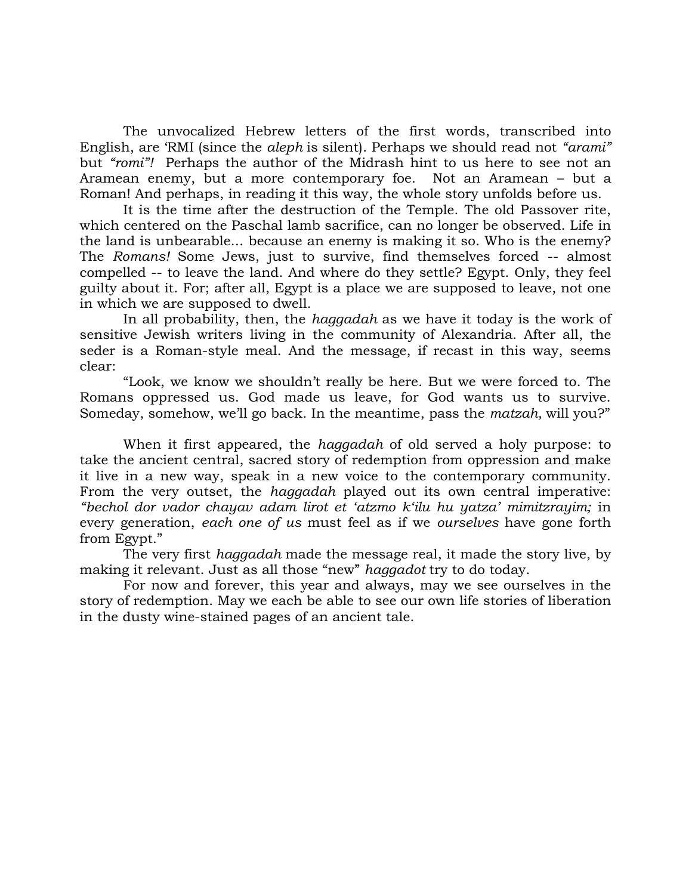The unvocalized Hebrew letters of the first words, transcribed into English, are ‘RMI (since the *aleph* is silent). Perhaps we should read not *“arami”* but *“romi”!* Perhaps the author of the Midrash hint to us here to see not an Aramean enemy, but a more contemporary foe. Not an Aramean – but a Roman! And perhaps, in reading it this way, the whole story unfolds before us.

It is the time after the destruction of the Temple. The old Passover rite, which centered on the Paschal lamb sacrifice, can no longer be observed. Life in the land is unbearable... because an enemy is making it so. Who is the enemy? The *Romans!* Some Jews, just to survive, find themselves forced -- almost compelled -- to leave the land. And where do they settle? Egypt. Only, they feel guilty about it. For; after all, Egypt is a place we are supposed to leave, not one in which we are supposed to dwell.

In all probability, then, the *haggadah* as we have it today is the work of sensitive Jewish writers living in the community of Alexandria. After all, the seder is a Roman-style meal. And the message, if recast in this way, seems clear:

“Look, we know we shouldn’t really be here. But we were forced to. The Romans oppressed us. God made us leave, for God wants us to survive. Someday, somehow, we’ll go back. In the meantime, pass the *matzah,* will you?”

When it first appeared, the *haggadah* of old served a holy purpose: to take the ancient central, sacred story of redemption from oppression and make it live in a new way, speak in a new voice to the contemporary community. From the very outset, the *haggadah* played out its own central imperative: *“bechol dor vador chayav adam lirot et ‘atzmo k‘ilu hu yatza’ mimitzrayim;* in every generation, *each one of us* must feel as if we *ourselves* have gone forth from Egypt.”

The very first *haggadah* made the message real, it made the story live, by making it relevant. Just as all those “new” *haggadot* try to do today.

For now and forever, this year and always, may we see ourselves in the story of redemption. May we each be able to see our own life stories of liberation in the dusty wine-stained pages of an ancient tale.